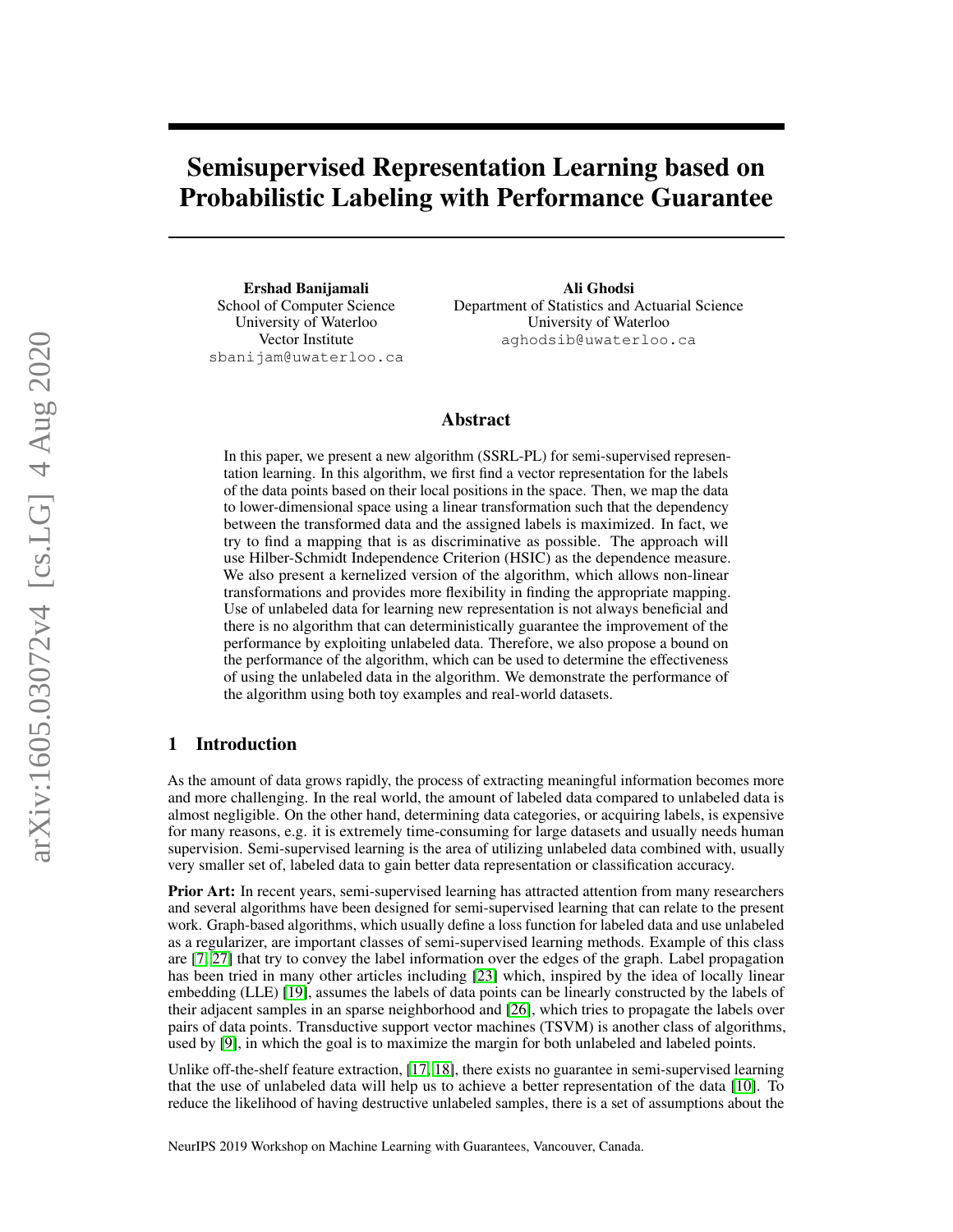# Semisupervised Representation Learning based on Probabilistic Labeling with Performance Guarantee

**Ershad Banijamali**
School of Computer Science
University of Waterloo
Vector Institute
sbanijam@uwaterloo.ca

**Ali Ghodsi**
Department of Statistics and Actuarial Science
University of Waterloo
aghodsib@uwaterloo.ca

## Abstract

In this paper, we present a new algorithm (SSRL-PL) for semi-supervised representation learning. In this algorithm, we first find a vector representation for the labels of the data points based on their local positions in the space. Then, we map the data to lower-dimensional space using a linear transformation such that the dependency between the transformed data and the assigned labels is maximized. In fact, we try to find a mapping that is as discriminative as possible. The approach will use Hilber-Schmidt Independence Criterion (HSIC) as the dependence measure. We also present a kernelized version of the algorithm, which allows non-linear transformations and provides more flexibility in finding the appropriate mapping. Use of unlabeled data for learning new representation is not always beneficial and there is no algorithm that can deterministically guarantee the improvement of the performance by exploiting unlabeled data. Therefore, we also propose a bound on the performance of the algorithm, which can be used to determine the effectiveness of using the unlabeled data in the algorithm. We demonstrate the performance of the algorithm using both toy examples and real-world datasets.

## 1 Introduction

As the amount of data grows rapidly, the process of extracting meaningful information becomes more and more challenging. In the real world, the amount of labeled data compared to unlabeled data is almost negligible. On the other hand, determining data categories, or acquiring labels, is expensive for many reasons, e.g. it is extremely time-consuming for large datasets and usually needs human supervision. Semi-supervised learning is the area of utilizing unlabeled data combined with, usually very smaller set of, labeled data to gain better data representation or classification accuracy.

**Prior Art:** In recent years, semi-supervised learning has attracted attention from many researchers and several algorithms have been designed for semi-supervised learning that can relate to the present work. Graph-based algorithms, which usually define a loss function for labeled data and use unlabeled as a regularizer, are important classes of semi-supervised learning methods. Example of this class are [7, 27] that try to convey the label information over the edges of the graph. Label propagation has been tried in many other articles including [23] which, inspired by the idea of locally linear embedding (LLE) [19], assumes the labels of data points can be linearly constructed by the labels of their adjacent samples in an sparse neighborhood and [26], which tries to propagate the labels over pairs of data points. Transductive support vector machines (TSVM) is another class of algorithms, used by [9], in which the goal is to maximize the margin for both unlabeled and labeled points.

Unlike off-the-shelf feature extraction, [17, 18], there exists no guarantee in semi-supervised learning that the use of unlabeled data will help us to achieve a better representation of the data [10]. To reduce the likelihood of having destructive unlabeled samples, there is a set of assumptions about the

NeurIPS 2019 Workshop on Machine Learning with Guarantees, Vancouver, Canada.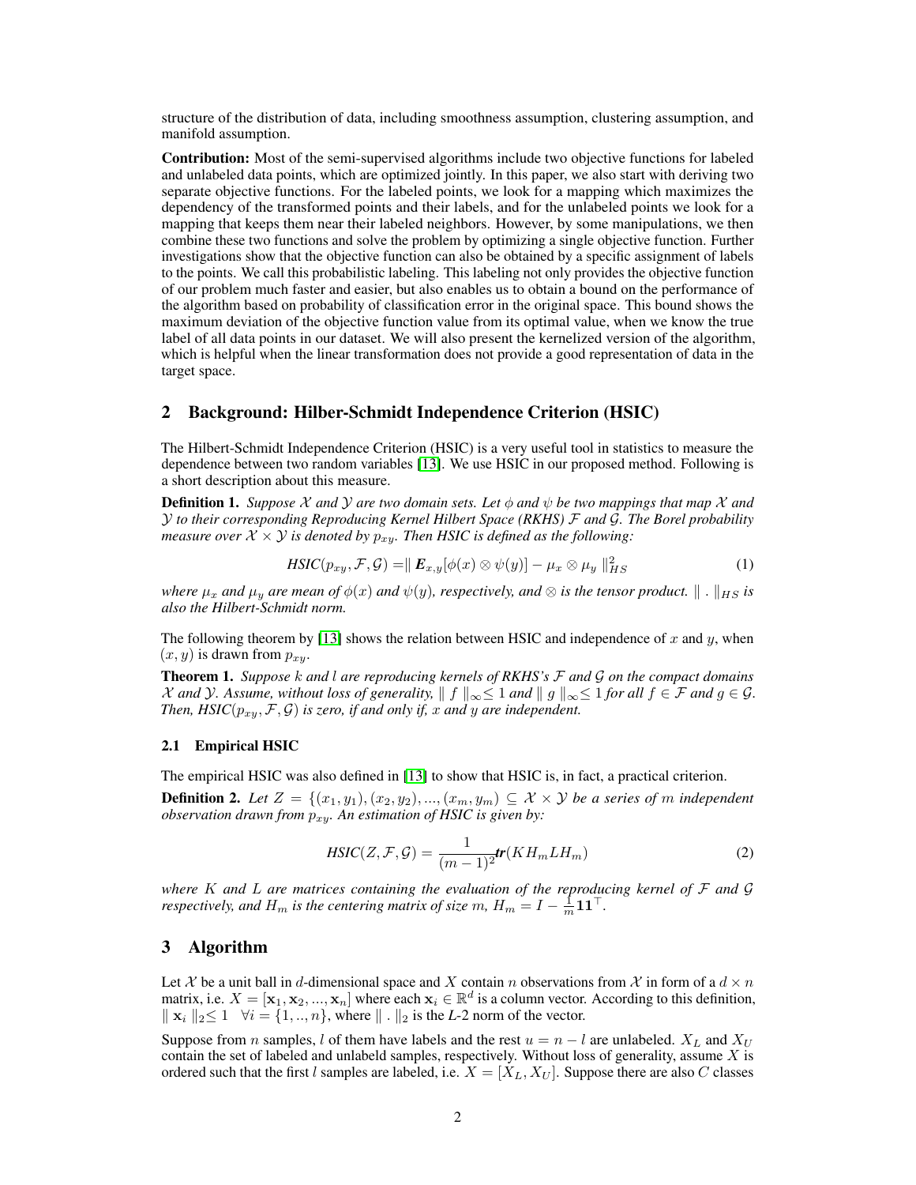structure of the distribution of data, including smoothness assumption, clustering assumption, and manifold assumption.

**Contribution:** Most of the semi-supervised algorithms include two objective functions for labeled and unlabeled data points, which are optimized jointly. In this paper, we also start with deriving two separate objective functions. For the labeled points, we look for a mapping which maximizes the dependency of the transformed points and their labels, and for the unlabeled points we look for a mapping that keeps them near their labeled neighbors. However, by some manipulations, we then combine these two functions and solve the problem by optimizing a single objective function. Further investigations show that the objective function can also be obtained by a specific assignment of labels to the points. We call this probabilistic labeling. This labeling not only provides the objective function of our problem much faster and easier, but also enables us to obtain a bound on the performance of the algorithm based on probability of classification error in the original space. This bound shows the maximum deviation of the objective function value from its optimal value, when we know the true label of all data points in our dataset. We will also present the kernelized version of the algorithm, which is helpful when the linear transformation does not provide a good representation of data in the target space.

## 2 Background: Hilber-Schmidt Independence Criterion (HSIC)

The Hilbert-Schmidt Independence Criterion (HSIC) is a very useful tool in statistics to measure the dependence between two random variables [13]. We use HSIC in our proposed method. Following is a short description about this measure.

**Definition 1.** *Suppose $\mathcal{X}$ and $\mathcal{Y}$ are two domain sets. Let $\phi$ and $\psi$ be two mappings that map $\mathcal{X}$ and $\mathcal{Y}$ to their corresponding Reproducing Kernel Hilbert Space (RKHS) $\mathcal{F}$ and $\mathcal{G}$. The Borel probability measure over $\mathcal{X} \times \mathcal{Y}$ is denoted by $p_{xy}$. Then HSIC is defined as the following:*

$$\textit{HSIC}(p_{xy}, \mathcal{F}, \mathcal{G}) = \parallel \boldsymbol{E}_{x,y}[\phi(x) \otimes \psi(y)] - \mu_x \otimes \mu_y \parallel_{HS}^2 \tag{1}$$

*where $\mu_x$ and $\mu_y$ are mean of $\phi(x)$ and $\psi(y)$, respectively, and $\otimes$ is the tensor product. $\parallel . \parallel_{HS}$ is also the Hilbert-Schmidt norm.*

The following theorem by [13] shows the relation between HSIC and independence of $x$ and $y$, when $(x, y)$ is drawn from $p_{xy}$.

**Theorem 1.** *Suppose $k$ and $l$ are reproducing kernels of RKHS's $\mathcal{F}$ and $\mathcal{G}$ on the compact domains $\mathcal{X}$ and $\mathcal{Y}$. Assume, without loss of generality, $\parallel f \parallel_\infty \leq 1$ and $\parallel g \parallel_\infty \leq 1$ for all $f \in \mathcal{F}$ and $g \in \mathcal{G}$. Then, HSIC$(p_{xy}, \mathcal{F}, \mathcal{G})$ is zero, if and only if, $x$ and $y$ are independent.*

### 2.1 Empirical HSIC

The empirical HSIC was also defined in [13] to show that HSIC is, in fact, a practical criterion.

**Definition 2.** *Let $Z = \{(x_1, y_1), (x_2, y_2), ..., (x_m, y_m)\} \subseteq \mathcal{X} \times \mathcal{Y}$ be a series of $m$ independent observation drawn from $p_{xy}$. An estimation of HSIC is given by:*

$$\textit{HSIC}(Z, \mathcal{F}, \mathcal{G}) = \frac{1}{(m-1)^2} \boldsymbol{tr}(K H_m L H_m) \tag{2}$$

*where $K$ and $L$ are matrices containing the evaluation of the reproducing kernel of $\mathcal{F}$ and $\mathcal{G}$ respectively, and $H_m$ is the centering matrix of size $m$, $H_m = I - \frac{1}{m}\mathbf{1}\mathbf{1}^\top$.*

## 3 Algorithm

Let $\mathcal{X}$ be a unit ball in $d$-dimensional space and $X$ contain $n$ observations from $\mathcal{X}$ in form of a $d \times n$ matrix, i.e. $X = [\mathbf{x}_1, \mathbf{x}_2, ..., \mathbf{x}_n]$ where each $\mathbf{x}_i \in \mathbb{R}^d$ is a column vector. According to this definition, $\parallel \mathbf{x}_i \parallel_2 \leq 1 \quad \forall i = \{1, .., n\}$, where $\parallel . \parallel_2$ is the *L*-2 norm of the vector.

Suppose from $n$ samples, $l$ of them have labels and the rest $u = n - l$ are unlabeled. $X_L$ and $X_U$ contain the set of labeled and unlabeld samples, respectively. Without loss of generality, assume $X$ is ordered such that the first $l$ samples are labeled, i.e. $X = [X_L, X_U]$. Suppose there are also $C$ classes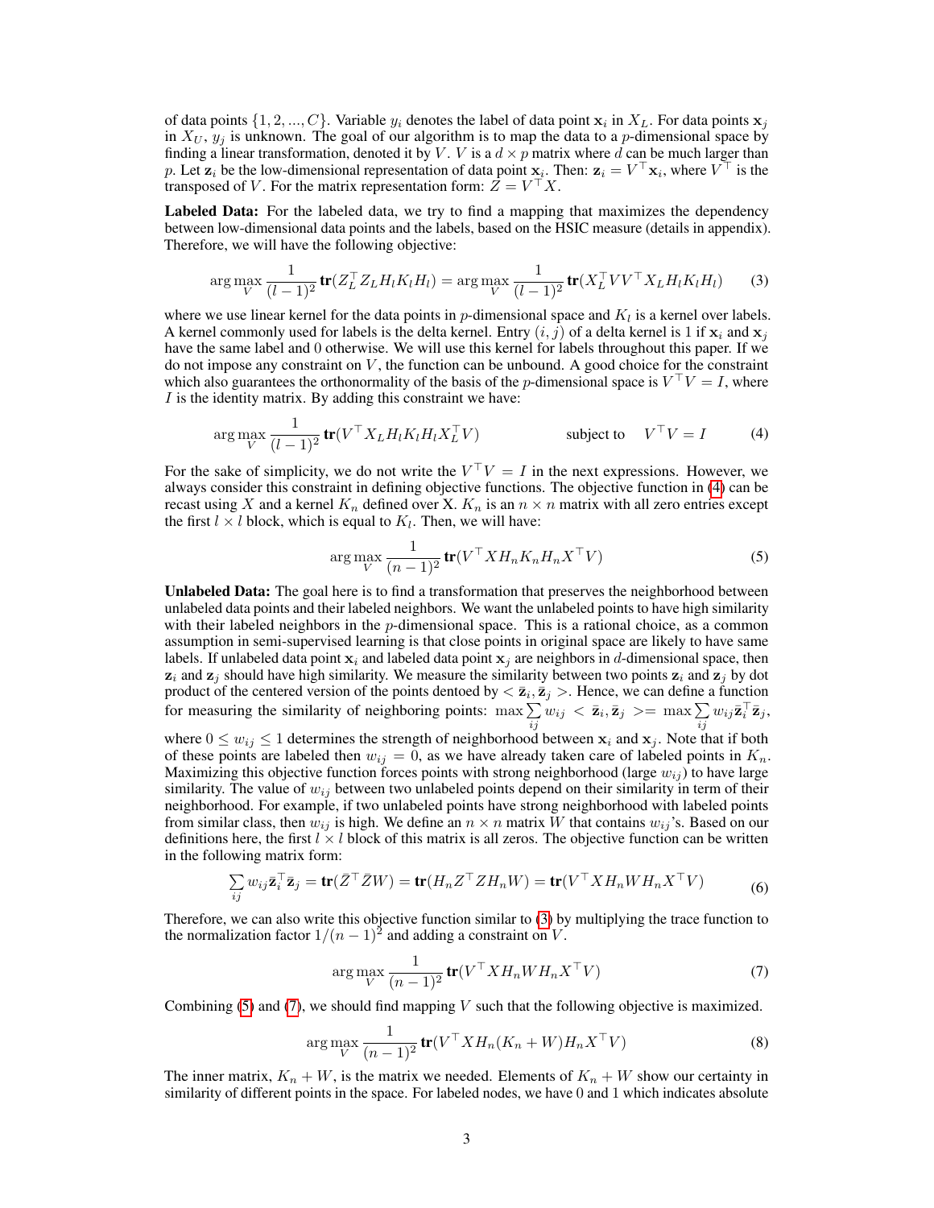of data points $\{1, 2, ..., C\}$. Variable $y_i$ denotes the label of data point $\mathbf{x}_i$ in $X_L$. For data points $\mathbf{x}_j$ in $X_U$, $y_j$ is unknown. The goal of our algorithm is to map the data to a $p$-dimensional space by finding a linear transformation, denoted it by $V$. $V$ is a $d \times p$ matrix where $d$ can be much larger than $p$. Let $\mathbf{z}_i$ be the low-dimensional representation of data point $\mathbf{x}_i$. Then: $\mathbf{z}_i = V^\top \mathbf{x}_i$, where $V^\top$ is the transposed of $V$. For the matrix representation form: $Z = V^\top X$.

**Labeled Data:** For the labeled data, we try to find a mapping that maximizes the dependency between low-dimensional data points and the labels, based on the HSIC measure (details in appendix). Therefore, we will have the following objective:

$$\arg\max_V \frac{1}{(l-1)^2} \mathbf{tr}(Z_L^\top Z_L H_l K_l H_l) = \arg\max_V \frac{1}{(l-1)^2} \mathbf{tr}(X_L^\top V V^\top X_L H_l K_l H_l) \tag{3}$$

where we use linear kernel for the data points in $p$-dimensional space and $K_l$ is a kernel over labels. A kernel commonly used for labels is the delta kernel. Entry $(i, j)$ of a delta kernel is 1 if $\mathbf{x}_i$ and $\mathbf{x}_j$ have the same label and 0 otherwise. We will use this kernel for labels throughout this paper. If we do not impose any constraint on $V$, the function can be unbound. A good choice for the constraint which also guarantees the orthonormality of the basis of the $p$-dimensional space is $V^\top V = I$, where $I$ is the identity matrix. By adding this constraint we have:

$$\arg\max_V \frac{1}{(l-1)^2} \mathbf{tr}(V^\top X_L H_l K_l H_l X_L^\top V) \qquad \text{subject to} \quad V^\top V = I \tag{4}$$

For the sake of simplicity, we do not write the $V^\top V = I$ in the next expressions. However, we always consider this constraint in defining objective functions. The objective function in (4) can be recast using $X$ and a kernel $K_n$ defined over X. $K_n$ is an $n \times n$ matrix with all zero entries except the first $l \times l$ block, which is equal to $K_l$. Then, we will have:

$$\arg\max_V \frac{1}{(n-1)^2} \mathbf{tr}(V^\top X H_n K_n H_n X^\top V) \tag{5}$$

**Unlabeled Data:** The goal here is to find a transformation that preserves the neighborhood between unlabeled data points and their labeled neighbors. We want the unlabeled points to have high similarity with their labeled neighbors in the $p$-dimensional space. This is a rational choice, as a common assumption in semi-supervised learning is that close points in original space are likely to have same labels. If unlabeled data point $\mathbf{x}_i$ and labeled data point $\mathbf{x}_j$ are neighbors in $d$-dimensional space, then $\mathbf{z}_i$ and $\mathbf{z}_j$ should have high similarity. We measure the similarity between two points $\mathbf{z}_i$ and $\mathbf{z}_j$ by dot product of the centered version of the points dentoed by $< \bar{\mathbf{z}}_i, \bar{\mathbf{z}}_j >$. Hence, we can define a function for measuring the similarity of neighboring points: $\max \sum_{ij} w_{ij} < \bar{\mathbf{z}}_i, \bar{\mathbf{z}}_j >= \max \sum_{ij} w_{ij} \bar{\mathbf{z}}_i^\top \bar{\mathbf{z}}_j$, where $0 \leq w_{ij} \leq 1$ determines the strength of neighborhood between $\mathbf{x}_i$ and $\mathbf{x}_j$. Note that if both of these points are labeled then $w_{ij} = 0$, as we have already taken care of labeled points in $K_n$. Maximizing this objective function forces points with strong neighborhood (large $w_{ij}$) to have large similarity. The value of $w_{ij}$ between two unlabeled points depend on their similarity in term of their neighborhood. For example, if two unlabeled points have strong neighborhood with labeled points from similar class, then $w_{ij}$ is high. We define an $n \times n$ matrix $W$ that contains $w_{ij}$'s. Based on our definitions here, the first $l \times l$ block of this matrix is all zeros. The objective function can be written in the following matrix form:

$$\sum_{ij} w_{ij} \bar{\mathbf{z}}_i^\top \bar{\mathbf{z}}_j = \mathbf{tr}(\bar{Z}^\top \bar{Z} W) = \mathbf{tr}(H_n Z^\top Z H_n W) = \mathbf{tr}(V^\top X H_n W H_n X^\top V) \tag{6}$$

Therefore, we can also write this objective function similar to (3) by multiplying the trace function to the normalization factor $1/(n-1)^2$ and adding a constraint on $V$.

$$\arg\max_V \frac{1}{(n-1)^2} \mathbf{tr}(V^\top X H_n W H_n X^\top V) \tag{7}$$

Combining (5) and (7), we should find mapping $V$ such that the following objective is maximized.

$$\arg\max_V \frac{1}{(n-1)^2} \mathbf{tr}(V^\top X H_n (K_n + W) H_n X^\top V) \tag{8}$$

The inner matrix, $K_n + W$, is the matrix we needed. Elements of $K_n + W$ show our certainty in similarity of different points in the space. For labeled nodes, we have 0 and 1 which indicates absolute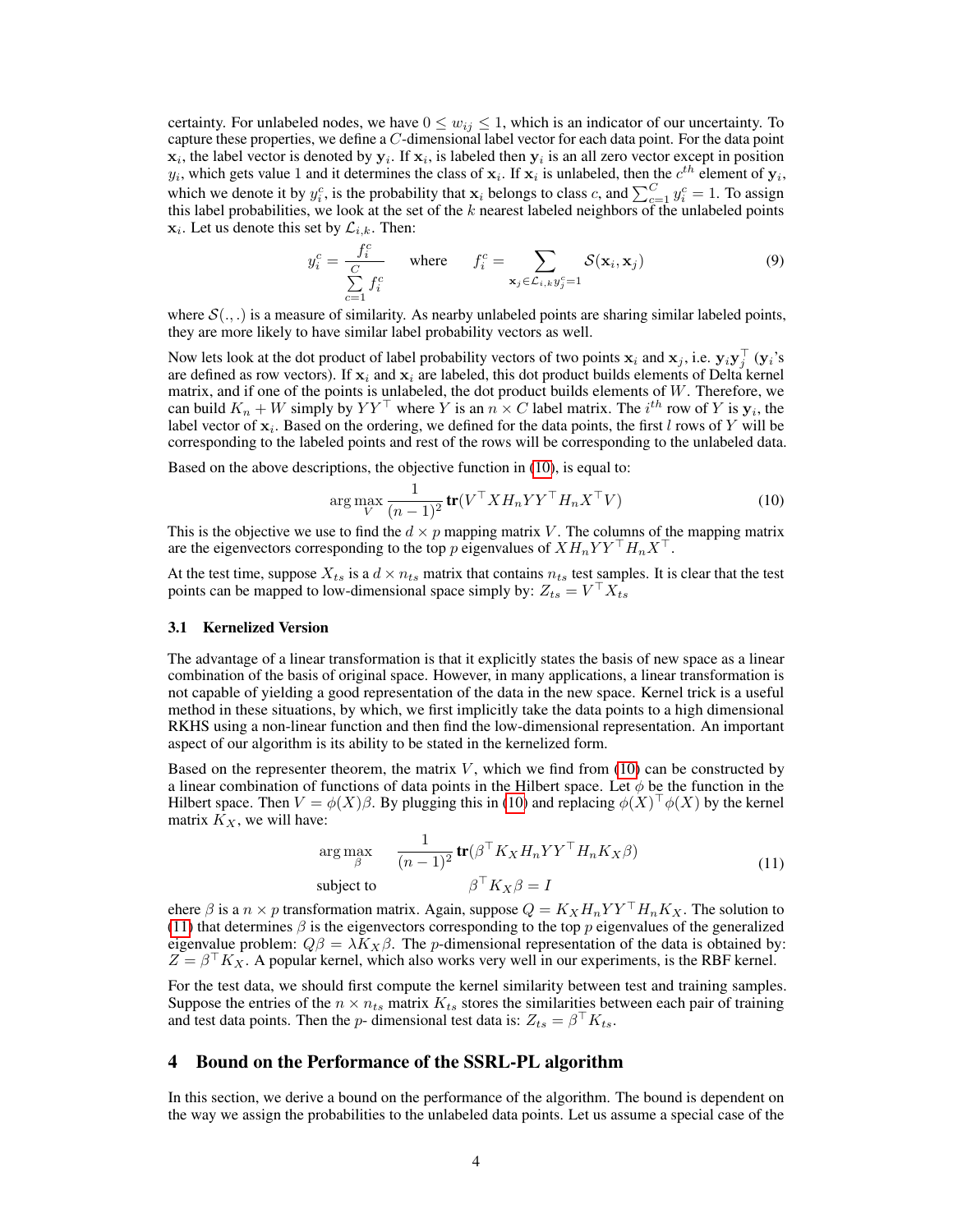certainty. For unlabeled nodes, we have $0 \leq w_{ij} \leq 1$, which is an indicator of our uncertainty. To capture these properties, we define a $C$-dimensional label vector for each data point. For the data point $\mathbf{x}_i$, the label vector is denoted by $\mathbf{y}_i$. If $\mathbf{x}_i$, is labeled then $\mathbf{y}_i$ is an all zero vector except in position $y_i$, which gets value 1 and it determines the class of $\mathbf{x}_i$. If $\mathbf{x}_i$ is unlabeled, then the $c^{th}$ element of $\mathbf{y}_i$, which we denote it by $y_i^c$, is the probability that $\mathbf{x}_i$ belongs to class $c$, and $\sum_{c=1}^{C} y_i^c = 1$. To assign this label probabilities, we look at the set of the $k$ nearest labeled neighbors of the unlabeled points $\mathbf{x}_i$. Let us denote this set by $\mathcal{L}_{i,k}$. Then:

$$y_i^c = \frac{f_i^c}{\sum\limits_{c=1}^{C} f_i^c} \quad \text{where} \quad f_i^c = \sum_{\mathbf{x}_j \in \mathcal{L}_{i,k} y_j^c = 1} \mathcal{S}(\mathbf{x}_i, \mathbf{x}_j) \tag{9}$$

where $\mathcal{S}(.,.)$ is a measure of similarity. As nearby unlabeled points are sharing similar labeled points, they are more likely to have similar label probability vectors as well.

Now lets look at the dot product of label probability vectors of two points $\mathbf{x}_i$ and $\mathbf{x}_j$, i.e. $\mathbf{y}_i\mathbf{y}_j^\top$ ($\mathbf{y}_i$'s are defined as row vectors). If $\mathbf{x}_i$ and $\mathbf{x}_i$ are labeled, this dot product builds elements of Delta kernel matrix, and if one of the points is unlabeled, the dot product builds elements of $W$. Therefore, we can build $K_n + W$ simply by $YY^\top$ where $Y$ is an $n \times C$ label matrix. The $i^{th}$ row of $Y$ is $\mathbf{y}_i$, the label vector of $\mathbf{x}_i$. Based on the ordering, we defined for the data points, the first $l$ rows of $Y$ will be corresponding to the labeled points and rest of the rows will be corresponding to the unlabeled data.

Based on the above descriptions, the objective function in (10), is equal to:

$$\arg\max_{V} \frac{1}{(n-1)^2} \mathbf{tr}(V^\top X H_n Y Y^\top H_n X^\top V) \tag{10}$$

This is the objective we use to find the $d \times p$ mapping matrix $V$. The columns of the mapping matrix are the eigenvectors corresponding to the top $p$ eigenvalues of $X H_n Y Y^\top H_n X^\top$.

At the test time, suppose $X_{ts}$ is a $d \times n_{ts}$ matrix that contains $n_{ts}$ test samples. It is clear that the test points can be mapped to low-dimensional space simply by: $Z_{ts} = V^\top X_{ts}$

### 3.1 Kernelized Version

The advantage of a linear transformation is that it explicitly states the basis of new space as a linear combination of the basis of original space. However, in many applications, a linear transformation is not capable of yielding a good representation of the data in the new space. Kernel trick is a useful method in these situations, by which, we first implicitly take the data points to a high dimensional RKHS using a non-linear function and then find the low-dimensional representation. An important aspect of our algorithm is its ability to be stated in the kernelized form.

Based on the representer theorem, the matrix $V$, which we find from (10) can be constructed by a linear combination of functions of data points in the Hilbert space. Let $\phi$ be the function in the Hilbert space. Then $V = \phi(X)\beta$. By plugging this in (10) and replacing $\phi(X)^\top\phi(X)$ by the kernel matrix $K_X$, we will have:

$$\begin{aligned} &\arg\max_{\beta} \quad \frac{1}{(n-1)^2} \mathbf{tr}(\beta^\top K_X H_n Y Y^\top H_n K_X \beta) \\ &\text{subject to} \qquad \beta^\top K_X \beta = I \end{aligned} \tag{11}$$

ehere $\beta$ is a $n \times p$ transformation matrix. Again, suppose $Q = K_X H_n Y Y^\top H_n K_X$. The solution to (11) that determines $\beta$ is the eigenvectors corresponding to the top $p$ eigenvalues of the generalized eigenvalue problem: $Q\beta = \lambda K_X \beta$. The $p$-dimensional representation of the data is obtained by: $Z = \beta^\top K_X$. A popular kernel, which also works very well in our experiments, is the RBF kernel.

For the test data, we should first compute the kernel similarity between test and training samples. Suppose the entries of the $n \times n_{ts}$ matrix $K_{ts}$ stores the similarities between each pair of training and test data points. Then the $p$- dimensional test data is: $Z_{ts} = \beta^\top K_{ts}$.

## 4 Bound on the Performance of the SSRL-PL algorithm

In this section, we derive a bound on the performance of the algorithm. The bound is dependent on the way we assign the probabilities to the unlabeled data points. Let us assume a special case of the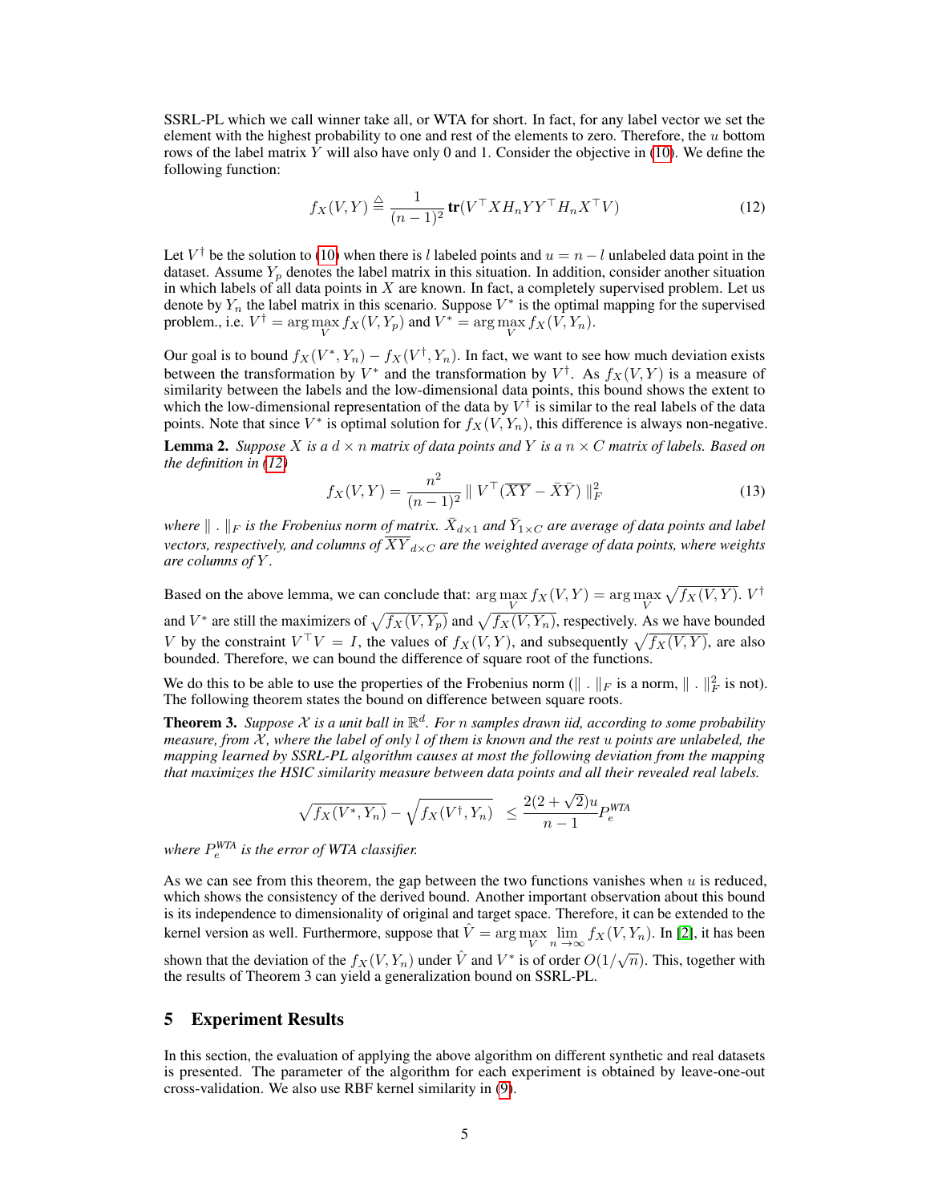SSRL-PL which we call winner take all, or WTA for short. In fact, for any label vector we set the element with the highest probability to one and rest of the elements to zero. Therefore, the $u$ bottom rows of the label matrix $Y$ will also have only 0 and 1. Consider the objective in (10). We define the following function:

$$f_X(V, Y) \triangleq \frac{1}{(n-1)^2}\,\mathbf{tr}(V^\top X H_n Y Y^\top H_n X^\top V) \tag{12}$$

Let $V^\dagger$ be the solution to (10) when there is $l$ labeled points and $u = n - l$ unlabeled data point in the dataset. Assume $Y_p$ denotes the label matrix in this situation. In addition, consider another situation in which labels of all data points in $X$ are known. In fact, a completely supervised problem. Let us denote by $Y_n$ the label matrix in this scenario. Suppose $V^*$ is the optimal mapping for the supervised problem., i.e. $V^\dagger = \arg\max_V f_X(V, Y_p)$ and $V^* = \arg\max_V f_X(V, Y_n)$.

Our goal is to bound $f_X(V^*, Y_n) - f_X(V^\dagger, Y_n)$. In fact, we want to see how much deviation exists between the transformation by $V^*$ and the transformation by $V^\dagger$. As $f_X(V, Y)$ is a measure of similarity between the labels and the low-dimensional data points, this bound shows the extent to which the low-dimensional representation of the data by $V^\dagger$ is similar to the real labels of the data points. Note that since $V^*$ is optimal solution for $f_X(V, Y_n)$, this difference is always non-negative.

**Lemma 2.** *Suppose $X$ is a $d \times n$ matrix of data points and $Y$ is a $n \times C$ matrix of labels. Based on the definition in (12)*

$$f_X(V, Y) = \frac{n^2}{(n-1)^2}\,\|\, V^\top(\overline{XY} - \bar{X}\bar{Y})\,\|_F^2 \tag{13}$$

*where $\|\,.\,\|_F$ is the Frobenius norm of matrix. $\bar{X}_{d\times 1}$ and $\bar{Y}_{1\times C}$ are average of data points and label vectors, respectively, and columns of $\overline{XY}_{d\times C}$ are the weighted average of data points, where weights are columns of $Y$.*

Based on the above lemma, we can conclude that: $\arg\max_V f_X(V, Y) = \arg\max_V \sqrt{f_X(V, Y)}$. $V^\dagger$ and $V^*$ are still the maximizers of $\sqrt{f_X(V, Y_p)}$ and $\sqrt{f_X(V, Y_n)}$, respectively. As we have bounded $V$ by the constraint $V^\top V = I$, the values of $f_X(V, Y)$, and subsequently $\sqrt{f_X(V, Y)}$, are also bounded. Therefore, we can bound the difference of square root of the functions.

We do this to be able to use the properties of the Frobenius norm ($\|\,.\,\|_F$ is a norm, $\|\,.\,\|_F^2$ is not). The following theorem states the bound on difference between square roots.

**Theorem 3.** *Suppose $\mathcal{X}$ is a unit ball in $\mathbb{R}^d$. For $n$ samples drawn iid, according to some probability measure, from $\mathcal{X}$, where the label of only $l$ of them is known and the rest $u$ points are unlabeled, the mapping learned by SSRL-PL algorithm causes at most the following deviation from the mapping that maximizes the HSIC similarity measure between data points and all their revealed real labels.*

$$\sqrt{f_X(V^*, Y_n)} - \sqrt{f_X(V^\dagger, Y_n)} \;\le \frac{2(2+\sqrt{2})u}{n-1} P_e^{WTA}$$

*where $P_e^{WTA}$ is the error of WTA classifier.*

As we can see from this theorem, the gap between the two functions vanishes when $u$ is reduced, which shows the consistency of the derived bound. Another important observation about this bound is its independence to dimensionality of original and target space. Therefore, it can be extended to the kernel version as well. Furthermore, suppose that $\hat{V} = \arg\max_V \lim_{n\to\infty} f_X(V, Y_n)$. In [2], it has been shown that the deviation of the $f_X(V, Y_n)$ under $\hat{V}$ and $V^*$ is of order $O(1/\sqrt{n})$. This, together with the results of Theorem 3 can yield a generalization bound on SSRL-PL.

## 5 Experiment Results

In this section, the evaluation of applying the above algorithm on different synthetic and real datasets is presented. The parameter of the algorithm for each experiment is obtained by leave-one-out cross-validation. We also use RBF kernel similarity in (9).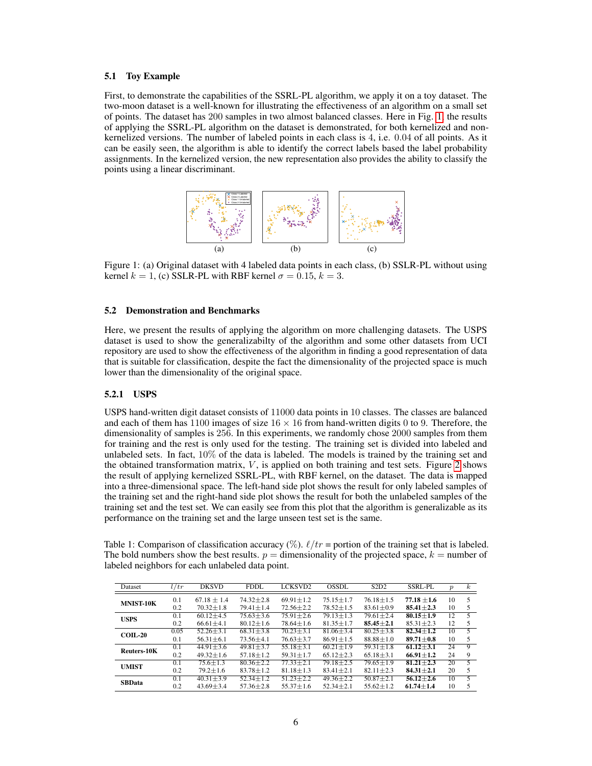### 5.1 Toy Example

First, to demonstrate the capabilities of the SSRL-PL algorithm, we apply it on a toy dataset. The two-moon dataset is a well-known for illustrating the effectiveness of an algorithm on a small set of points. The dataset has 200 samples in two almost balanced classes. Here in Fig. 1, the results of applying the SSRL-PL algorithm on the dataset is demonstrated, for both kernelized and non-kernelized versions. The number of labeled points in each class is 4, i.e. 0.04 of all points. As it can be easily seen, the algorithm is able to identify the correct labels based the label probability assignments. In the kernelized version, the new representation also provides the ability to classify the points using a linear discriminant.

Figure 1: (a) Original dataset with 4 labeled data points in each class, (b) SSLR-PL without using kernel $k = 1$, (c) SSLR-PL with RBF kernel $\sigma = 0.15$, $k = 3$.

### 5.2 Demonstration and Benchmarks

Here, we present the results of applying the algorithm on more challenging datasets. The USPS dataset is used to show the generalizabilty of the algorithm and some other datasets from UCI repository are used to show the effectiveness of the algorithm in finding a good representation of data that is suitable for classification, despite the fact the dimensionality of the projected space is much lower than the dimensionality of the original space.

#### 5.2.1 USPS

USPS hand-written digit dataset consists of 11000 data points in 10 classes. The classes are balanced and each of them has 1100 images of size $16 \times 16$ from hand-written digits 0 to 9. Therefore, the dimensionality of samples is 256. In this experiments, we randomly chose 2000 samples from them for training and the rest is only used for the testing. The training set is divided into labeled and unlabeled sets. In fact, 10% of the data is labeled. The models is trained by the training set and the obtained transformation matrix, $V$, is applied on both training and test sets. Figure 2 shows the result of applying kernelized SSRL-PL, with RBF kernel, on the dataset. The data is mapped into a three-dimensional space. The left-hand side plot shows the result for only labeled samples of the training set and the right-hand side plot shows the result for both the unlabeled samples of the training set and the test set. We can easily see from this plot that the algorithm is generalizable as its performance on the training set and the large unseen test set is the same.

Table 1: Comparison of classification accuracy (%). $\ell/tr$ = portion of the training set that is labeled. The bold numbers show the best results. $p$ = dimensionality of the projected space, $k$ = number of labeled neighbors for each unlabeled data point.

| Dataset | $l/tr$ | DKSVD | FDDL | LCKSVD2 | OSSDL | S2D2 | SSRL-PL | $p$ | $k$ |
|---|---|---|---|---|---|---|---|---|---|
| **MNIST-10K** | 0.1 | 67.18 ± 1.4 | 74.32±2.8 | 69.91±1.2 | 75.15±1.7 | 76.18±1.5 | **77.18 ±1.6** | 10 | 5 |
| | 0.2 | 70.32±1.8 | 79.41±1.4 | 72.56±2.2 | 78.52±1.5 | 83.61±0.9 | **85.41±2.3** | 10 | 5 |
| **USPS** | 0.1 | 60.12±4.5 | 75.63±3.6 | 75.91±2.6 | 79.13±1.3 | 79.61±2.4 | **80.15±1.9** | 12 | 5 |
| | 0.2 | 66.61±4.1 | 80.12±1.6 | 78.64±1.6 | 81.35±1.7 | **85.45±2.1** | 85.31±2.3 | 12 | 5 |
| **COIL-20** | 0.05 | 52.26±3.1 | 68.31±3.8 | 70.23±3.1 | 81.06±3.4 | 80.25±3.8 | **82.34±1.2** | 10 | 5 |
| | 0.1 | 56.31±6.1 | 73.56±4.1 | 76.63±3.7 | 86.91±1.5 | 88.88±1.0 | **89.71±0.8** | 10 | 5 |
| **Reuters-10K** | 0.1 | 44.91±3.6 | 49.81±3.7 | 55.18±3.1 | 60.21±1.9 | 59.31±1.8 | **61.12±3.1** | 24 | 9 |
| | 0.2 | 49.32±1.6 | 57.18±1.2 | 59.31±1.7 | 65.12±2.3 | 65.18±3.1 | **66.91±1.2** | 24 | 9 |
| **UMIST** | 0.1 | 75.6±1.3 | 80.36±2.2 | 77.33±2.1 | 79.18±2.5 | 79.65±1.9 | **81.21±2.3** | 20 | 5 |
| | 0.2 | 79.2±1.6 | 83.78±1.2 | 81.18±1.3 | 83.41±2.1 | 82.11±2.3 | **84.31±2.1** | 20 | 5 |
| **SBData** | 0.1 | 40.31±3.9 | 52.34±1.2 | 51.23±2.2 | 49.36±2.2 | 50.87±2.1 | **56.12±2.6** | 10 | 5 |
| | 0.2 | 43.69±3.4 | 57.36±2.8 | 55.37±1.6 | 52.34±2.1 | 55.62±1.2 | **61.74±1.4** | 10 | 5 |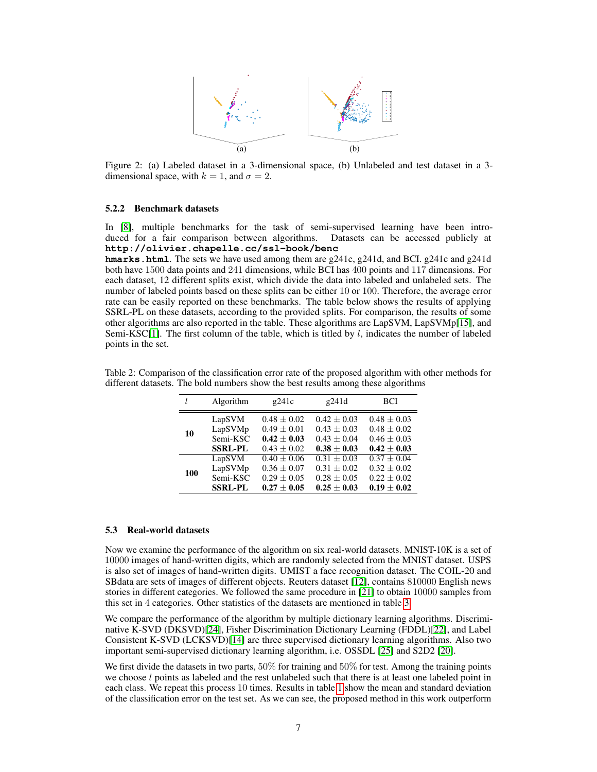Figure 2: (a) Labeled dataset in a 3-dimensional space, (b) Unlabeled and test dataset in a 3-dimensional space, with $k = 1$, and $\sigma = 2$.

#### 5.2.2 Benchmark datasets

In [8], multiple benchmarks for the task of semi-supervised learning have been introduced for a fair comparison between algorithms. Datasets can be accessed publicly at **http://olivier.chapelle.cc/ssl-book/benchmarks.html**. The sets we have used among them are g241c, g241d, and BCI. g241c and g241d both have 1500 data points and 241 dimensions, while BCI has 400 points and 117 dimensions. For each dataset, 12 different splits exist, which divide the data into labeled and unlabeled sets. The number of labeled points based on these splits can be either 10 or 100. Therefore, the average error rate can be easily reported on these benchmarks. The table below shows the results of applying SSRL-PL on these datasets, according to the provided splits. For comparison, the results of some other algorithms are also reported in the table. These algorithms are LapSVM, LapSVMp[15], and Semi-KSC[1]. The first column of the table, which is titled by $l$, indicates the number of labeled points in the set.

Table 2: Comparison of the classification error rate of the proposed algorithm with other methods for different datasets. The bold numbers show the best results among these algorithms

| $l$ | Algorithm | g241c | g241d | BCI |
|---|---|---|---|---|
| **10** | LapSVM | $0.48 \pm 0.02$ | $0.42 \pm 0.03$ | $0.48 \pm 0.03$ |
| | LapSVMp | $0.49 \pm 0.01$ | $0.43 \pm 0.03$ | $0.48 \pm 0.02$ |
| | Semi-KSC | $\mathbf{0.42 \pm 0.03}$ | $0.43 \pm 0.04$ | $0.46 \pm 0.03$ |
| | **SSRL-PL** | $0.43 \pm 0.02$ | $\mathbf{0.38 \pm 0.03}$ | $\mathbf{0.42 \pm 0.03}$ |
| **100** | LapSVM | $0.40 \pm 0.06$ | $0.31 \pm 0.03$ | $0.37 \pm 0.04$ |
| | LapSVMp | $0.36 \pm 0.07$ | $0.31 \pm 0.02$ | $0.32 \pm 0.02$ |
| | Semi-KSC | $0.29 \pm 0.05$ | $0.28 \pm 0.05$ | $0.22 \pm 0.02$ |
| | **SSRL-PL** | $\mathbf{0.27 \pm 0.05}$ | $\mathbf{0.25 \pm 0.03}$ | $\mathbf{0.19 \pm 0.02}$ |

### 5.3 Real-world datasets

Now we examine the performance of the algorithm on six real-world datasets. MNIST-10K is a set of 10000 images of hand-written digits, which are randomly selected from the MNIST dataset. USPS is also set of images of hand-written digits. UMIST a face recognition dataset. The COIL-20 and SBdata are sets of images of different objects. Reuters dataset [12], contains 810000 English news stories in different categories. We followed the same procedure in [21] to obtain 10000 samples from this set in 4 categories. Other statistics of the datasets are mentioned in table 3.

We compare the performance of the algorithm by multiple dictionary learning algorithms. Discriminative K-SVD (DKSVD)[24], Fisher Discrimination Dictionary Learning (FDDL)[22], and Label Consistent K-SVD (LCKSVD)[14] are three supervised dictionary learning algorithms. Also two important semi-supervised dictionary learning algorithm, i.e. OSSDL [25] and S2D2 [20].

We first divide the datasets in two parts, 50% for training and 50% for test. Among the training points we choose $l$ points as labeled and the rest unlabeled such that there is at least one labeled point in each class. We repeat this process 10 times. Results in table 1 show the mean and standard deviation of the classification error on the test set. As we can see, the proposed method in this work outperform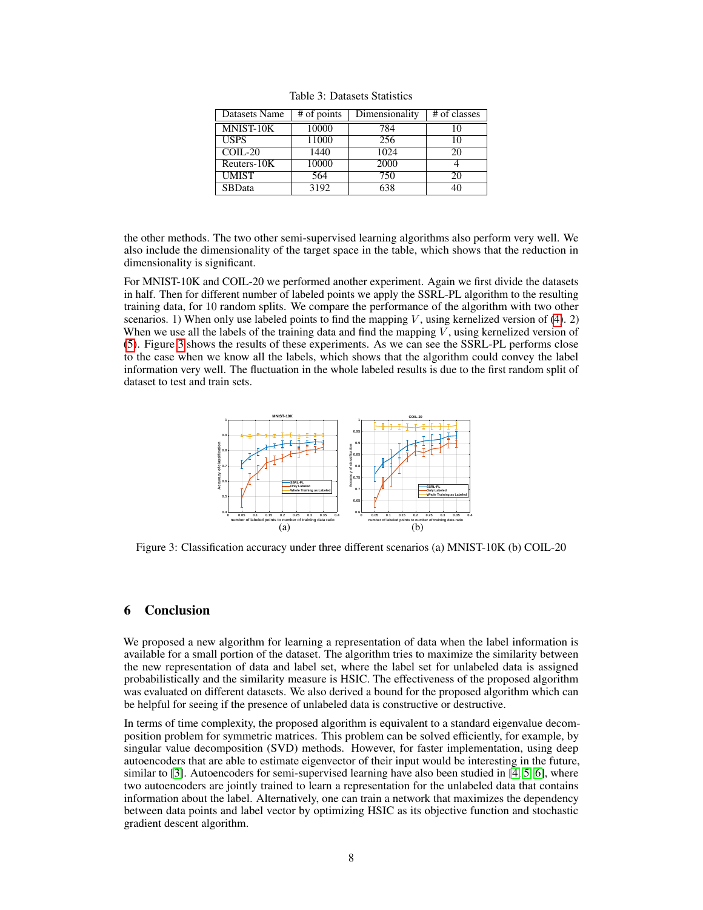Table 3: Datasets Statistics

| Datasets Name | # of points | Dimensionality | # of classes |
|---|---|---|---|
| MNIST-10K | 10000 | 784 | 10 |
| USPS | 11000 | 256 | 10 |
| COIL-20 | 1440 | 1024 | 20 |
| Reuters-10K | 10000 | 2000 | 4 |
| UMIST | 564 | 750 | 20 |
| SBData | 3192 | 638 | 40 |

the other methods. The two other semi-supervised learning algorithms also perform very well. We also include the dimensionality of the target space in the table, which shows that the reduction in dimensionality is significant.

For MNIST-10K and COIL-20 we performed another experiment. Again we first divide the datasets in half. Then for different number of labeled points we apply the SSRL-PL algorithm to the resulting training data, for 10 random splits. We compare the performance of the algorithm with two other scenarios. 1) When only use labeled points to find the mapping $V$, using kernelized version of (4). 2) When we use all the labels of the training data and find the mapping $V$, using kernelized version of (5). Figure 3 shows the results of these experiments. As we can see the SSRL-PL performs close to the case when we know all the labels, which shows that the algorithm could convey the label information very well. The fluctuation in the whole labeled results is due to the first random split of dataset to test and train sets.

(a) (b)

Figure 3: Classification accuracy under three different scenarios (a) MNIST-10K (b) COIL-20

## 6 Conclusion

We proposed a new algorithm for learning a representation of data when the label information is available for a small portion of the dataset. The algorithm tries to maximize the similarity between the new representation of data and label set, where the label set for unlabeled data is assigned probabilistically and the similarity measure is HSIC. The effectiveness of the proposed algorithm was evaluated on different datasets. We also derived a bound for the proposed algorithm which can be helpful for seeing if the presence of unlabeled data is constructive or destructive.

In terms of time complexity, the proposed algorithm is equivalent to a standard eigenvalue decomposition problem for symmetric matrices. This problem can be solved efficiently, for example, by singular value decomposition (SVD) methods. However, for faster implementation, using deep autoencoders that are able to estimate eigenvector of their input would be interesting in the future, similar to [3]. Autoencoders for semi-supervised learning have also been studied in [4, 5, 6], where two autoencoders are jointly trained to learn a representation for the unlabeled data that contains information about the label. Alternatively, one can train a network that maximizes the dependency between data points and label vector by optimizing HSIC as its objective function and stochastic gradient descent algorithm.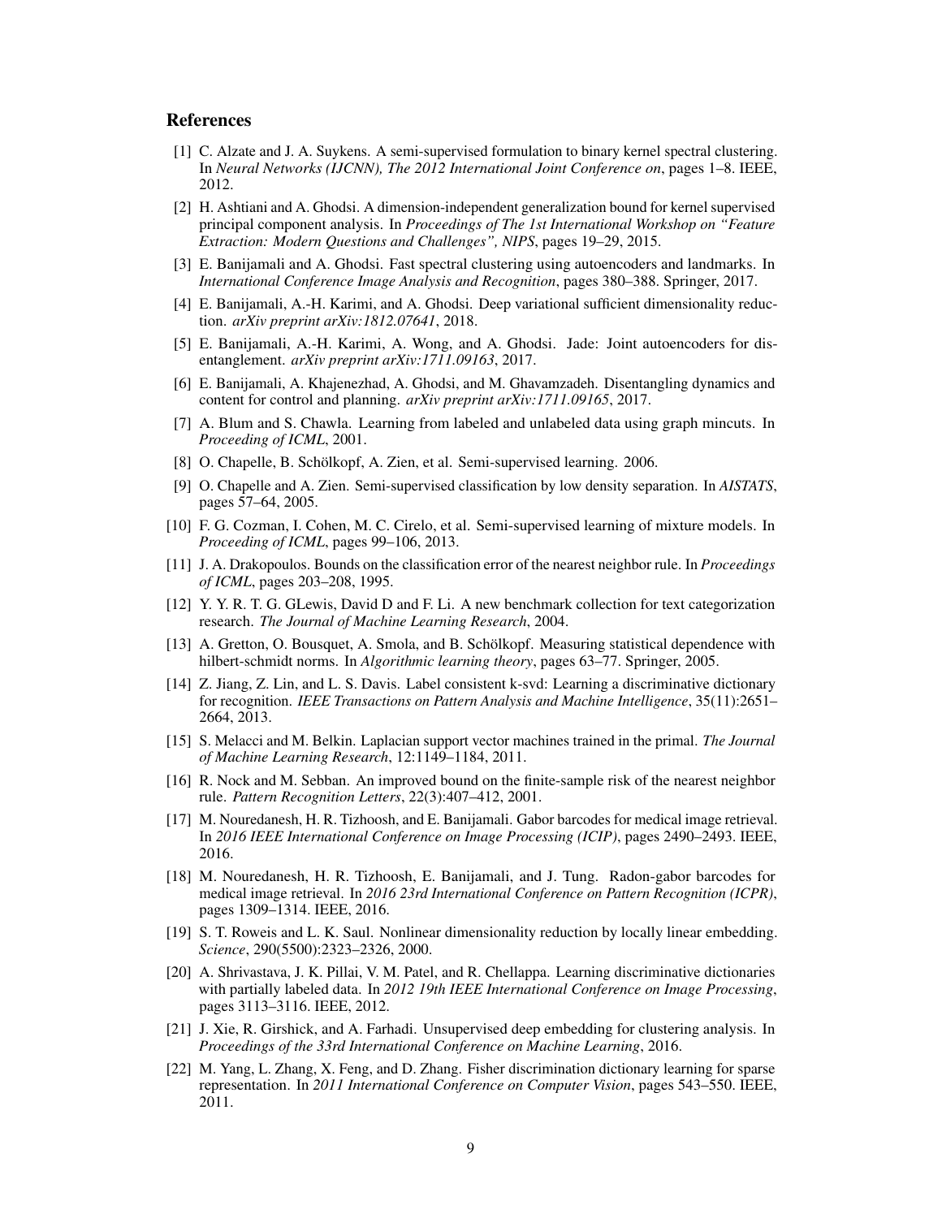## References

[1] C. Alzate and J. A. Suykens. A semi-supervised formulation to binary kernel spectral clustering. In *Neural Networks (IJCNN), The 2012 International Joint Conference on*, pages 1–8. IEEE, 2012.

[2] H. Ashtiani and A. Ghodsi. A dimension-independent generalization bound for kernel supervised principal component analysis. In *Proceedings of The 1st International Workshop on "Feature Extraction: Modern Questions and Challenges", NIPS*, pages 19–29, 2015.

[3] E. Banijamali and A. Ghodsi. Fast spectral clustering using autoencoders and landmarks. In *International Conference Image Analysis and Recognition*, pages 380–388. Springer, 2017.

[4] E. Banijamali, A.-H. Karimi, and A. Ghodsi. Deep variational sufficient dimensionality reduction. *arXiv preprint arXiv:1812.07641*, 2018.

[5] E. Banijamali, A.-H. Karimi, A. Wong, and A. Ghodsi. Jade: Joint autoencoders for disentanglement. *arXiv preprint arXiv:1711.09163*, 2017.

[6] E. Banijamali, A. Khajenezhad, A. Ghodsi, and M. Ghavamzadeh. Disentangling dynamics and content for control and planning. *arXiv preprint arXiv:1711.09165*, 2017.

[7] A. Blum and S. Chawla. Learning from labeled and unlabeled data using graph mincuts. In *Proceeding of ICML*, 2001.

[8] O. Chapelle, B. Schölkopf, A. Zien, et al. Semi-supervised learning. 2006.

[9] O. Chapelle and A. Zien. Semi-supervised classification by low density separation. In *AISTATS*, pages 57–64, 2005.

[10] F. G. Cozman, I. Cohen, M. C. Cirelo, et al. Semi-supervised learning of mixture models. In *Proceeding of ICML*, pages 99–106, 2013.

[11] J. A. Drakopoulos. Bounds on the classification error of the nearest neighbor rule. In *Proceedings of ICML*, pages 203–208, 1995.

[12] Y. Y. R. T. G. GLewis, David D and F. Li. A new benchmark collection for text categorization research. *The Journal of Machine Learning Research*, 2004.

[13] A. Gretton, O. Bousquet, A. Smola, and B. Schölkopf. Measuring statistical dependence with hilbert-schmidt norms. In *Algorithmic learning theory*, pages 63–77. Springer, 2005.

[14] Z. Jiang, Z. Lin, and L. S. Davis. Label consistent k-svd: Learning a discriminative dictionary for recognition. *IEEE Transactions on Pattern Analysis and Machine Intelligence*, 35(11):2651–2664, 2013.

[15] S. Melacci and M. Belkin. Laplacian support vector machines trained in the primal. *The Journal of Machine Learning Research*, 12:1149–1184, 2011.

[16] R. Nock and M. Sebban. An improved bound on the finite-sample risk of the nearest neighbor rule. *Pattern Recognition Letters*, 22(3):407–412, 2001.

[17] M. Nouredanesh, H. R. Tizhoosh, and E. Banijamali. Gabor barcodes for medical image retrieval. In *2016 IEEE International Conference on Image Processing (ICIP)*, pages 2490–2493. IEEE, 2016.

[18] M. Nouredanesh, H. R. Tizhoosh, E. Banijamali, and J. Tung. Radon-gabor barcodes for medical image retrieval. In *2016 23rd International Conference on Pattern Recognition (ICPR)*, pages 1309–1314. IEEE, 2016.

[19] S. T. Roweis and L. K. Saul. Nonlinear dimensionality reduction by locally linear embedding. *Science*, 290(5500):2323–2326, 2000.

[20] A. Shrivastava, J. K. Pillai, V. M. Patel, and R. Chellappa. Learning discriminative dictionaries with partially labeled data. In *2012 19th IEEE International Conference on Image Processing*, pages 3113–3116. IEEE, 2012.

[21] J. Xie, R. Girshick, and A. Farhadi. Unsupervised deep embedding for clustering analysis. In *Proceedings of the 33rd International Conference on Machine Learning*, 2016.

[22] M. Yang, L. Zhang, X. Feng, and D. Zhang. Fisher discrimination dictionary learning for sparse representation. In *2011 International Conference on Computer Vision*, pages 543–550. IEEE, 2011.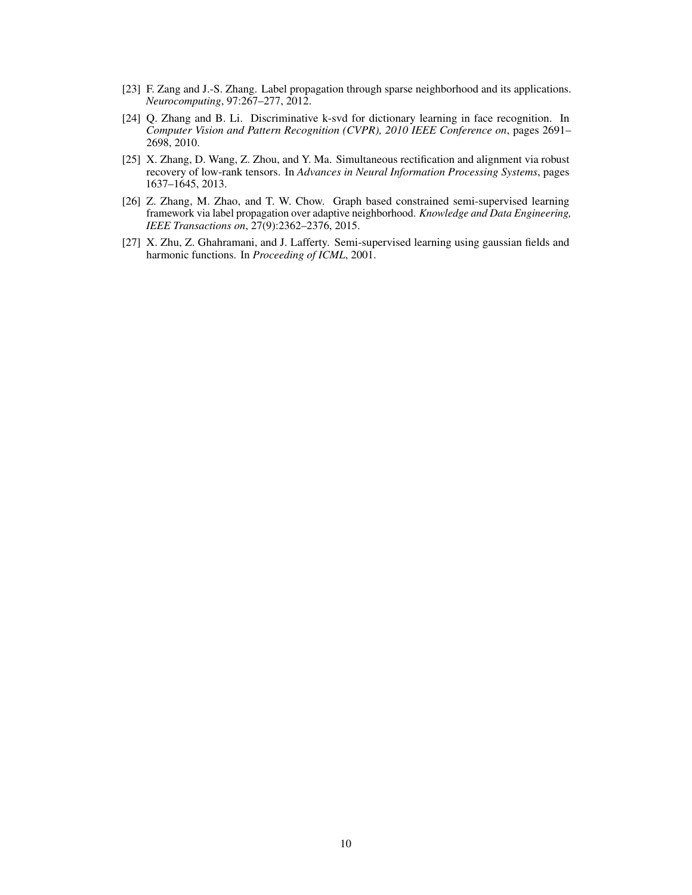[23] F. Zang and J.-S. Zhang. Label propagation through sparse neighborhood and its applications. *Neurocomputing*, 97:267–277, 2012.

[24] Q. Zhang and B. Li. Discriminative k-svd for dictionary learning in face recognition. In *Computer Vision and Pattern Recognition (CVPR), 2010 IEEE Conference on*, pages 2691–2698, 2010.

[25] X. Zhang, D. Wang, Z. Zhou, and Y. Ma. Simultaneous rectification and alignment via robust recovery of low-rank tensors. In *Advances in Neural Information Processing Systems*, pages 1637–1645, 2013.

[26] Z. Zhang, M. Zhao, and T. W. Chow. Graph based constrained semi-supervised learning framework via label propagation over adaptive neighborhood. *Knowledge and Data Engineering, IEEE Transactions on*, 27(9):2362–2376, 2015.

[27] X. Zhu, Z. Ghahramani, and J. Lafferty. Semi-supervised learning using gaussian fields and harmonic functions. In *Proceeding of ICML*, 2001.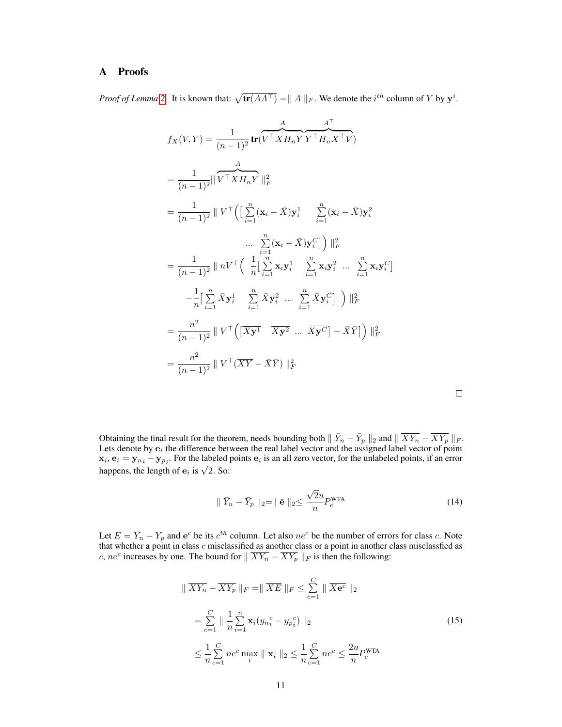# A Proofs

*Proof of Lemma 2.* It is known that: $\sqrt{\mathbf{tr}(AA^\top)} = \| A \|_F$. We denote the $i^{th}$ column of $Y$ by $\mathbf{y}^i$.

$$
f_X(V,Y) = \frac{1}{(n-1)^2}\mathbf{tr}(\overbrace{V^\top X H_n Y}^{A}\overbrace{Y^\top H_n X^\top V}^{A^\top})
$$

$$
= \frac{1}{(n-1)^2} || \overbrace{V^\top X H_n Y}^{A} \|_F^2
$$

$$
= \frac{1}{(n-1)^2} \| V^\top \Big( \big[ \sum_{i=1}^{n} (\mathbf{x}_i - \bar{X})\mathbf{y}_i^1 \quad \sum_{i=1}^{n} (\mathbf{x}_i - \bar{X})\mathbf{y}_i^2 \quad ... \quad \sum_{i=1}^{n} (\mathbf{x}_i - \bar{X})\mathbf{y}_i^C \big] \Big) \|_F^2
$$

$$
= \frac{1}{(n-1)^2} \| nV^\top \Big( \frac{1}{n}\big[ \sum_{i=1}^{n} \mathbf{x}_i \mathbf{y}_i^1 \quad \sum_{i=1}^{n} \mathbf{x}_i \mathbf{y}_i^2 \ ... \ \sum_{i=1}^{n} \mathbf{x}_i \mathbf{y}_i^C \big] - \frac{1}{n}\big[ \sum_{i=1}^{n} \bar{X}\mathbf{y}_i^1 \quad \sum_{i=1}^{n} \bar{X}\mathbf{y}_i^2 \ ... \ \sum_{i=1}^{n} \bar{X}\mathbf{y}_i^C \big] \Big) \|_F^2
$$

$$
= \frac{n^2}{(n-1)^2} \| V^\top \Big( \big[ \overline{X\mathbf{y}^1} \quad \overline{X\mathbf{y}^2} \ ... \ \overline{X\mathbf{y}^C} \big] - \bar{X}\bar{Y} \big] \Big) \|_F^2
$$

$$
= \frac{n^2}{(n-1)^2} \| V^\top (\overline{XY} - \bar{X}\bar{Y}) \|_F^2
$$

□

Obtaining the final result for the theorem, needs bounding both $\| \bar{Y}_n - \bar{Y}_p \|_2$ and $\| \overline{XY_n} - \overline{XY_p} \|_F$. Lets denote by $\mathbf{e}_i$ the difference between the real label vector and the assigned label vector of point $\mathbf{x}_i$, $\mathbf{e}_i = \mathbf{y}_{n_i} - \mathbf{y}_{p_i}$. For the labeled points $\mathbf{e}_i$ is an all zero vector, for the unlabeled points, if an error happens, the length of $\mathbf{e}_i$ is $\sqrt{2}$. So:

$$
\| \bar{Y}_n - \bar{Y}_p \|_2 = \| \bar{\mathbf{e}} \|_2 \leq \frac{\sqrt{2}u}{n} P_e^{\text{WTA}} \tag{14}
$$

Let $E = Y_n - Y_p$ and $\mathbf{e}^c$ be its $c^{th}$ column. Let also $ne^c$ be the number of errors for class $c$. Note that whether a point in class $c$ misclassified as another class or a point in another class misclassfied as $c$, $ne^c$ increases by one. The bound for $\| \overline{XY_n} - \overline{XY_p} \|_F$ is then the following:

$$
\begin{aligned}
\| \overline{XY_n} - \overline{XY_p} \|_F &= \| \overline{XE} \|_F \leq \sum_{c=1}^{C} \| \overline{X\mathbf{e}^c} \|_2 \\
&= \sum_{c=1}^{C} \| \frac{1}{n} \sum_{i=1}^{n} \mathbf{x}_i ({y_n}_i^c - {y_p}_i^c) \|_2 \\
&\leq \frac{1}{n} \sum_{c=1}^{C} ne^c \max_i \| \mathbf{x}_i \|_2 \leq \frac{1}{n} \sum_{c=1}^{C} ne^c \leq \frac{2u}{n} P_e^{\text{WTA}}
\end{aligned} \tag{15}
$$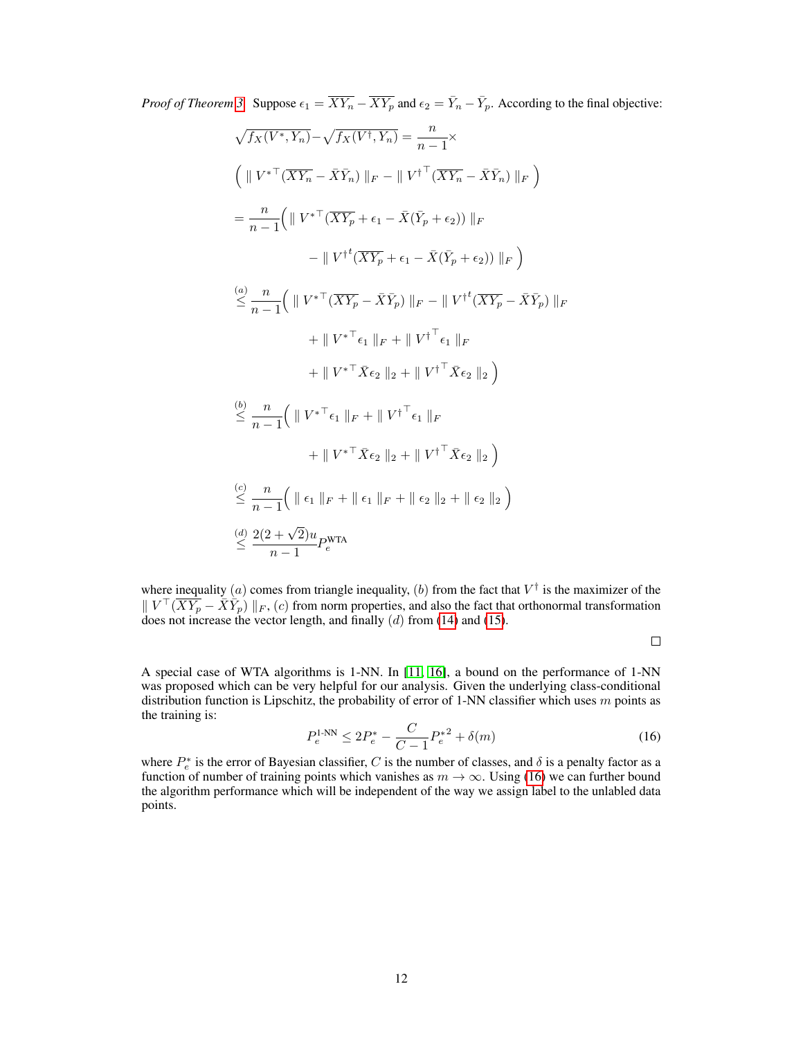*Proof of Theorem 3.* Suppose $\epsilon_1 = \overline{XY_n} - \overline{XY_p}$ and $\epsilon_2 = \bar{Y}_n - \bar{Y}_p$. According to the final objective:

$$
\begin{aligned}
\sqrt{f_X(V^*, Y_n)} - \sqrt{f_X(V^\dagger, Y_n)} &= \frac{n}{n-1} \times \\
&\Big( \parallel {V^*}^\top (\overline{XY_n} - \bar{X}\bar{Y}_n) \parallel_F - \parallel {V^\dagger}^\top (\overline{XY_n} - \bar{X}\bar{Y}_n) \parallel_F \Big) \\
&= \frac{n}{n-1} \Big( \parallel {V^*}^\top (\overline{XY_p} + \epsilon_1 - \bar{X}(\bar{Y}_p + \epsilon_2)) \parallel_F \\
&\qquad - \parallel {V^\dagger}^t (\overline{XY_p} + \epsilon_1 - \bar{X}(\bar{Y}_p + \epsilon_2)) \parallel_F \Big) \\
&\overset{(a)}{\leq} \frac{n}{n-1} \Big( \parallel {V^*}^\top (\overline{XY_p} - \bar{X}\bar{Y}_p) \parallel_F - \parallel {V^\dagger}^t (\overline{XY_p} - \bar{X}\bar{Y}_p) \parallel_F \\
&\qquad + \parallel {V^*}^\top \epsilon_1 \parallel_F + \parallel {V^\dagger}^\top \epsilon_1 \parallel_F \\
&\qquad + \parallel {V^*}^\top \bar{X} \epsilon_2 \parallel_2 + \parallel {V^\dagger}^\top \bar{X} \epsilon_2 \parallel_2 \Big) \\
&\overset{(b)}{\leq} \frac{n}{n-1} \Big( \parallel {V^*}^\top \epsilon_1 \parallel_F + \parallel {V^\dagger}^\top \epsilon_1 \parallel_F \\
&\qquad + \parallel {V^*}^\top \bar{X} \epsilon_2 \parallel_2 + \parallel {V^\dagger}^\top \bar{X} \epsilon_2 \parallel_2 \Big) \\
&\overset{(c)}{\leq} \frac{n}{n-1} \Big( \parallel \epsilon_1 \parallel_F + \parallel \epsilon_1 \parallel_F + \parallel \epsilon_2 \parallel_2 + \parallel \epsilon_2 \parallel_2 \Big) \\
&\overset{(d)}{\leq} \frac{2(2+\sqrt{2})u}{n-1} P_e^{\text{WTA}}
\end{aligned}
$$

where inequality $(a)$ comes from triangle inequality, $(b)$ from the fact that $V^\dagger$ is the maximizer of the $\parallel V^\top (\overline{XY_p} - \bar{X}\bar{Y}_p) \parallel_F$, $(c)$ from norm properties, and also the fact that orthonormal transformation does not increase the vector length, and finally $(d)$ from (14) and (15).

□

A special case of WTA algorithms is 1-NN. In [11, 16], a bound on the performance of 1-NN was proposed which can be very helpful for our analysis. Given the underlying class-conditional distribution function is Lipschitz, the probability of error of 1-NN classifier which uses $m$ points as the training is:

$$
P_e^{\text{1-NN}} \leq 2P_e^* - \frac{C}{C-1} {P_e^*}^2 + \delta(m) \tag{16}
$$

where $P_e^*$ is the error of Bayesian classifier, $C$ is the number of classes, and $\delta$ is a penalty factor as a function of number of training points which vanishes as $m \to \infty$. Using (16) we can further bound the algorithm performance which will be independent of the way we assign label to the unlabled data points.